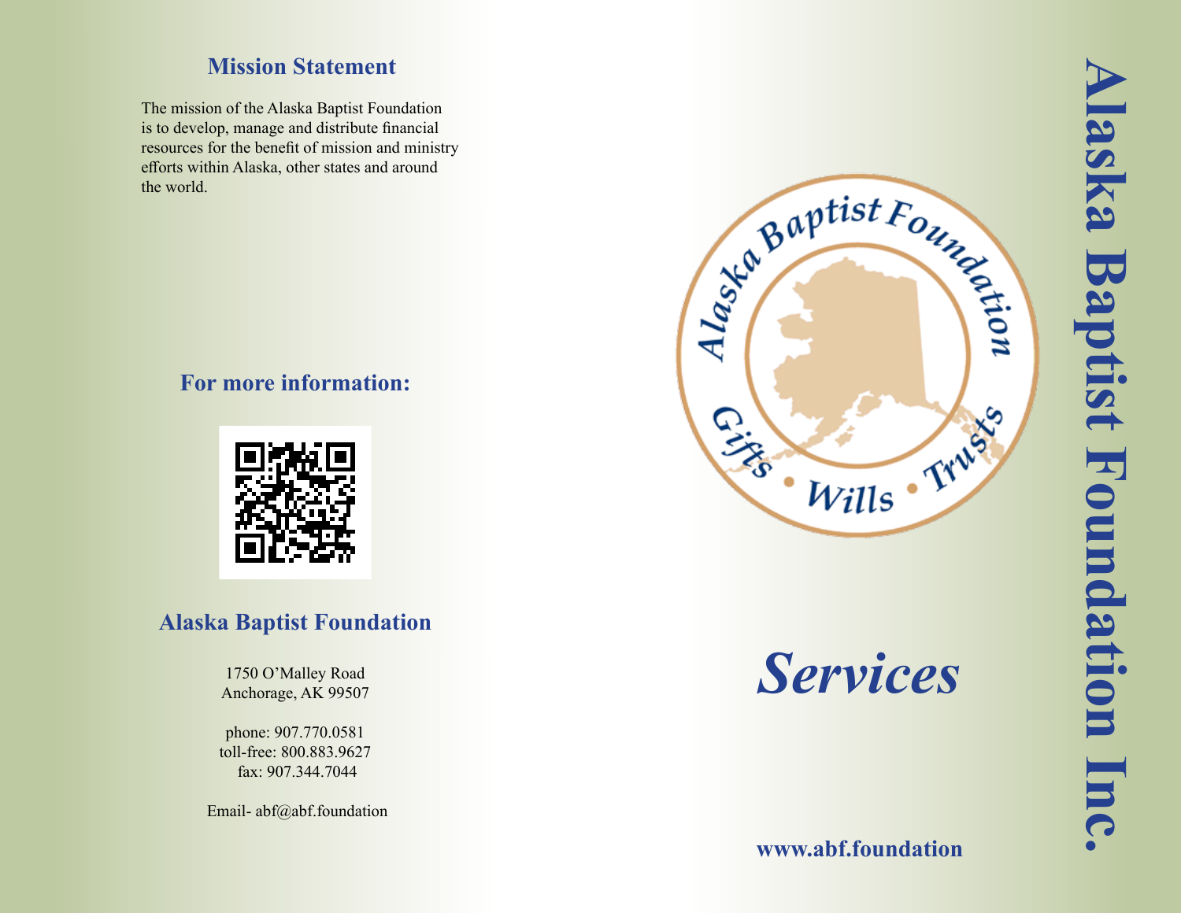## Mission Statement

The mission of the Alaska Baptist Foundation is to develop, manage and distribute financial resources for the benefit of mission and ministry efforts within Alaska, other states and around the world.

## For more information:

## Alaska Baptist Foundation

1750 O'Malley Road
Anchorage, AK 99507

phone: 907.770.0581
toll-free: 800.883.9627
fax: 907.344.7044

Email- abf@abf.foundation

Alaska Baptist Foundation

Gifts • Wills • Trusts

# *Services*

**www.abf.foundation**

# Alaska Baptist Foundation Inc.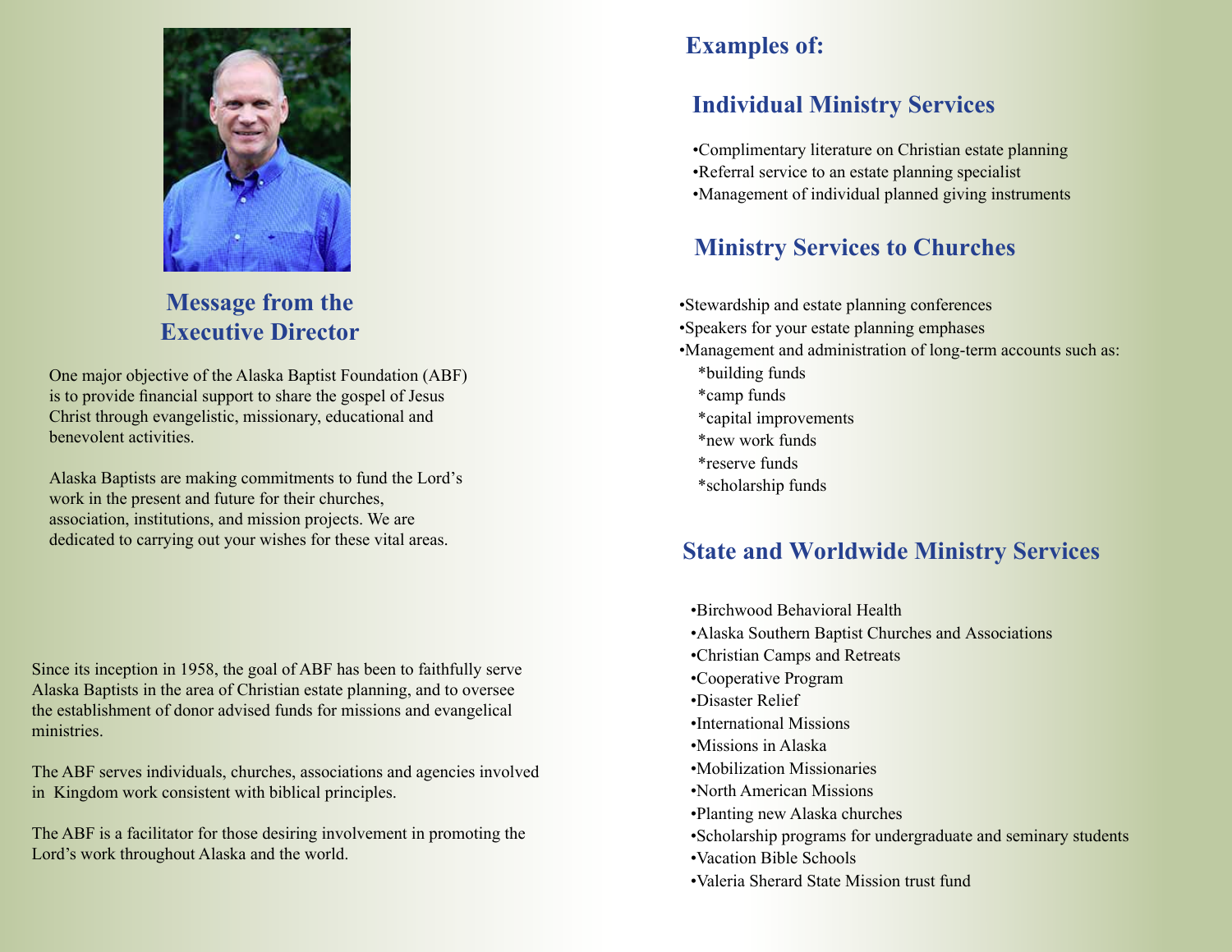## Message from the Executive Director

One major objective of the Alaska Baptist Foundation (ABF) is to provide financial support to share the gospel of Jesus Christ through evangelistic, missionary, educational and benevolent activities.

Alaska Baptists are making commitments to fund the Lord's work in the present and future for their churches, association, institutions, and mission projects. We are dedicated to carrying out your wishes for these vital areas.

Since its inception in 1958, the goal of ABF has been to faithfully serve Alaska Baptists in the area of Christian estate planning, and to oversee the establishment of donor advised funds for missions and evangelical ministries.

The ABF serves individuals, churches, associations and agencies involved in Kingdom work consistent with biblical principles.

The ABF is a facilitator for those desiring involvement in promoting the Lord's work throughout Alaska and the world.

## Examples of:

### Individual Ministry Services

- Complimentary literature on Christian estate planning
- Referral service to an estate planning specialist
- Management of individual planned giving instruments

### Ministry Services to Churches

- Stewardship and estate planning conferences
- Speakers for your estate planning emphases
- Management and administration of long-term accounts such as:
  - building funds
  - camp funds
  - capital improvements
  - new work funds
  - reserve funds
  - scholarship funds

### State and Worldwide Ministry Services

- Birchwood Behavioral Health
- Alaska Southern Baptist Churches and Associations
- Christian Camps and Retreats
- Cooperative Program
- Disaster Relief
- International Missions
- Missions in Alaska
- Mobilization Missionaries
- North American Missions
- Planting new Alaska churches
- Scholarship programs for undergraduate and seminary students
- Vacation Bible Schools
- Valeria Sherard State Mission trust fund